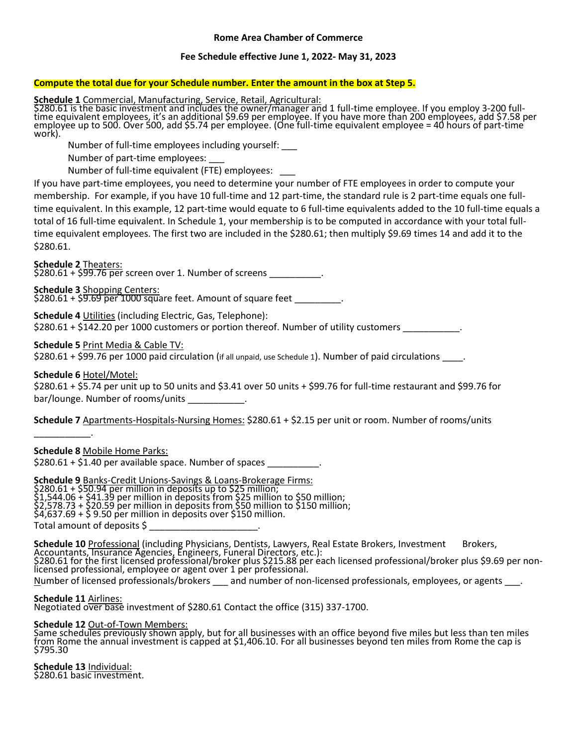**Rome Area Chamber of Commerce**

**Fee Schedule effective June 1, 2022- May 31, 2023**

**Compute the total due for your Schedule number. Enter the amount in the box at Step 5.**

**Schedule 1** Commercial, Manufacturing, Service, Retail, Agricultural:
$280.61 is the basic investment and includes the owner/manager and 1 full-time employee. If you employ 3-200 full-time equivalent employees, it's an additional $9.69 per employee. If you have more than 200 employees, add $7.58 per employee up to 500. Over 500, add $5.74 per employee. (One full-time equivalent employee = 40 hours of part-time work).

Number of full-time employees including yourself: ___

Number of part-time employees: ___

Number of full-time equivalent (FTE) employees: ___

If you have part-time employees, you need to determine your number of FTE employees in order to compute your membership. For example, if you have 10 full-time and 12 part-time, the standard rule is 2 part-time equals one full-time equivalent. In this example, 12 part-time would equate to 6 full-time equivalents added to the 10 full-time equals a total of 16 full-time equivalent. In Schedule 1, your membership is to be computed in accordance with your total full-time equivalent employees. The first two are included in the $280.61; then multiply $9.69 times 14 and add it to the $280.61.

**Schedule 2** Theaters:
$280.61 + $99.76 per screen over 1. Number of screens __________.

**Schedule 3** Shopping Centers:
$280.61 + $9.69 per 1000 square feet. Amount of square feet _________.

**Schedule 4** Utilities (including Electric, Gas, Telephone):
$280.61 + $142.20 per 1000 customers or portion thereof. Number of utility customers ___________.

**Schedule 5** Print Media & Cable TV:
$280.61 + $99.76 per 1000 paid circulation (if all unpaid, use Schedule 1). Number of paid circulations ____.

**Schedule 6** Hotel/Motel:
$280.61 + $5.74 per unit up to 50 units and $3.41 over 50 units + $99.76 for full-time restaurant and $99.76 for bar/lounge. Number of rooms/units ___________.

**Schedule 7** Apartments-Hospitals-Nursing Homes: $280.61 + $2.15 per unit or room. Number of rooms/units ___________.

**Schedule 8** Mobile Home Parks:
$280.61 + $1.40 per available space. Number of spaces __________.

**Schedule 9** Banks-Credit Unions-Savings & Loans-Brokerage Firms:
$280.61 + $50.94 per million in deposits up to $25 million;
$1,544.06 + $41.39 per million in deposits from $25 million to $50 million;
$2,578.73 + $20.59 per million in deposits from $50 million to $150 million;
$4,637.69 + $ 9.50 per million in deposits over $150 million.
Total amount of deposits $ _____________________.

**Schedule 10** Professional (including Physicians, Dentists, Lawyers, Real Estate Brokers, Investment Brokers, Accountants, Insurance Agencies, Engineers, Funeral Directors, etc.):
$280.61 for the first licensed professional/broker plus $215.88 per each licensed professional/broker plus $9.69 per non-licensed professional, employee or agent over 1 per professional.
Number of licensed professionals/brokers ___ and number of non-licensed professionals, employees, or agents ___.

**Schedule 11** Airlines:
Negotiated over base investment of $280.61 Contact the office (315) 337-1700.

**Schedule 12** Out-of-Town Members:
Same schedules previously shown apply, but for all businesses with an office beyond five miles but less than ten miles from Rome the annual investment is capped at $1,406.10. For all businesses beyond ten miles from Rome the cap is $795.30

**Schedule 13** Individual:
$280.61 basic investment.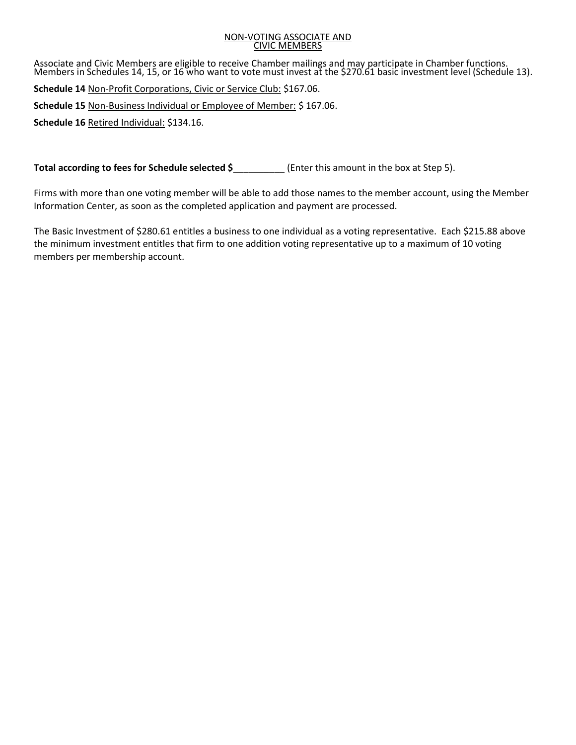## NON-VOTING ASSOCIATE AND CIVIC MEMBERS

Associate and Civic Members are eligible to receive Chamber mailings and may participate in Chamber functions. Members in Schedules 14, 15, or 16 who want to vote must invest at the $270.61 basic investment level (Schedule 13).

**Schedule 14** Non-Profit Corporations, Civic or Service Club: $167.06.

**Schedule 15** Non-Business Individual or Employee of Member: $ 167.06.

**Schedule 16** Retired Individual: $134.16.

**Total according to fees for Schedule selected $**__________ (Enter this amount in the box at Step 5).

Firms with more than one voting member will be able to add those names to the member account, using the Member Information Center, as soon as the completed application and payment are processed.

The Basic Investment of $280.61 entitles a business to one individual as a voting representative. Each $215.88 above the minimum investment entitles that firm to one addition voting representative up to a maximum of 10 voting members per membership account.